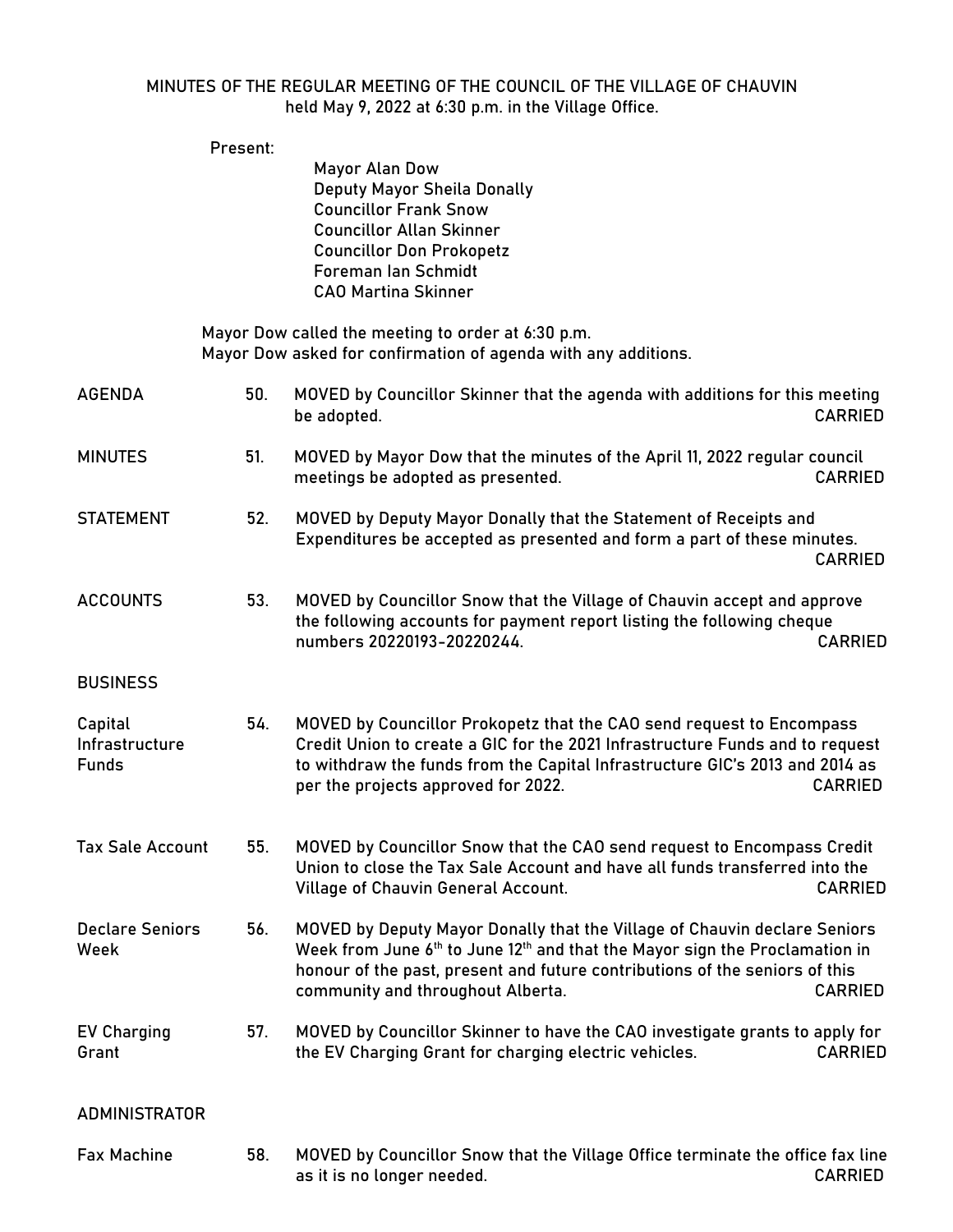# MINUTES OF THE REGULAR MEETING OF THE COUNCIL OF THE VILLAGE OF CHAUVIN
held May 9, 2022 at 6:30 p.m. in the Village Office.

Present:

Mayor Alan Dow
Deputy Mayor Sheila Donally
Councillor Frank Snow
Councillor Allan Skinner
Councillor Don Prokopetz
Foreman Ian Schmidt
CAO Martina Skinner

Mayor Dow called the meeting to order at 6:30 p.m.
Mayor Dow asked for confirmation of agenda with any additions.

**AGENDA** 50. MOVED by Councillor Skinner that the agenda with additions for this meeting be adopted. CARRIED

**MINUTES** 51. MOVED by Mayor Dow that the minutes of the April 11, 2022 regular council meetings be adopted as presented. CARRIED

**STATEMENT** 52. MOVED by Deputy Mayor Donally that the Statement of Receipts and Expenditures be accepted as presented and form a part of these minutes. CARRIED

**ACCOUNTS** 53. MOVED by Councillor Snow that the Village of Chauvin accept and approve the following accounts for payment report listing the following cheque numbers 20220193-20220244. CARRIED

## BUSINESS

**Capital Infrastructure Funds** 54. MOVED by Councillor Prokopetz that the CAO send request to Encompass Credit Union to create a GIC for the 2021 Infrastructure Funds and to request to withdraw the funds from the Capital Infrastructure GIC's 2013 and 2014 as per the projects approved for 2022. CARRIED

**Tax Sale Account** 55. MOVED by Councillor Snow that the CAO send request to Encompass Credit Union to close the Tax Sale Account and have all funds transferred into the Village of Chauvin General Account. CARRIED

**Declare Seniors Week** 56. MOVED by Deputy Mayor Donally that the Village of Chauvin declare Seniors Week from June 6th to June 12th and that the Mayor sign the Proclamation in honour of the past, present and future contributions of the seniors of this community and throughout Alberta. CARRIED

**EV Charging Grant** 57. MOVED by Councillor Skinner to have the CAO investigate grants to apply for the EV Charging Grant for charging electric vehicles. CARRIED

## ADMINISTRATOR

**Fax Machine** 58. MOVED by Councillor Snow that the Village Office terminate the office fax line as it is no longer needed. CARRIED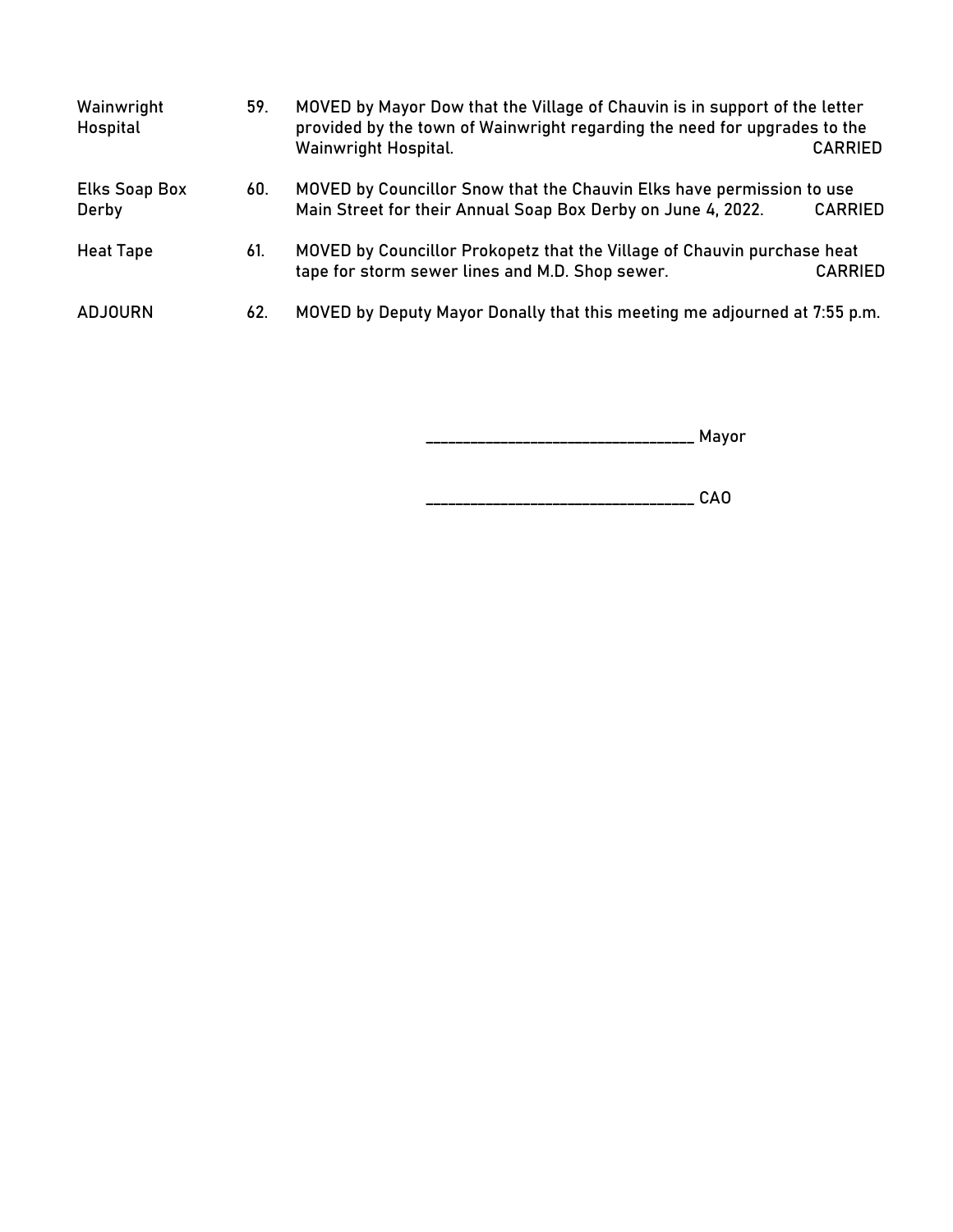| | | |
|---|---|---|
| Wainwright Hospital | 59. | MOVED by Mayor Dow that the Village of Chauvin is in support of the letter provided by the town of Wainwright regarding the need for upgrades to the Wainwright Hospital. CARRIED |
| Elks Soap Box Derby | 60. | MOVED by Councillor Snow that the Chauvin Elks have permission to use Main Street for their Annual Soap Box Derby on June 4, 2022. CARRIED |
| Heat Tape | 61. | MOVED by Councillor Prokopetz that the Village of Chauvin purchase heat tape for storm sewer lines and M.D. Shop sewer. CARRIED |
| ADJOURN | 62. | MOVED by Deputy Mayor Donally that this meeting me adjourned at 7:55 p.m. |

_________________________________ Mayor

_________________________________ CAO